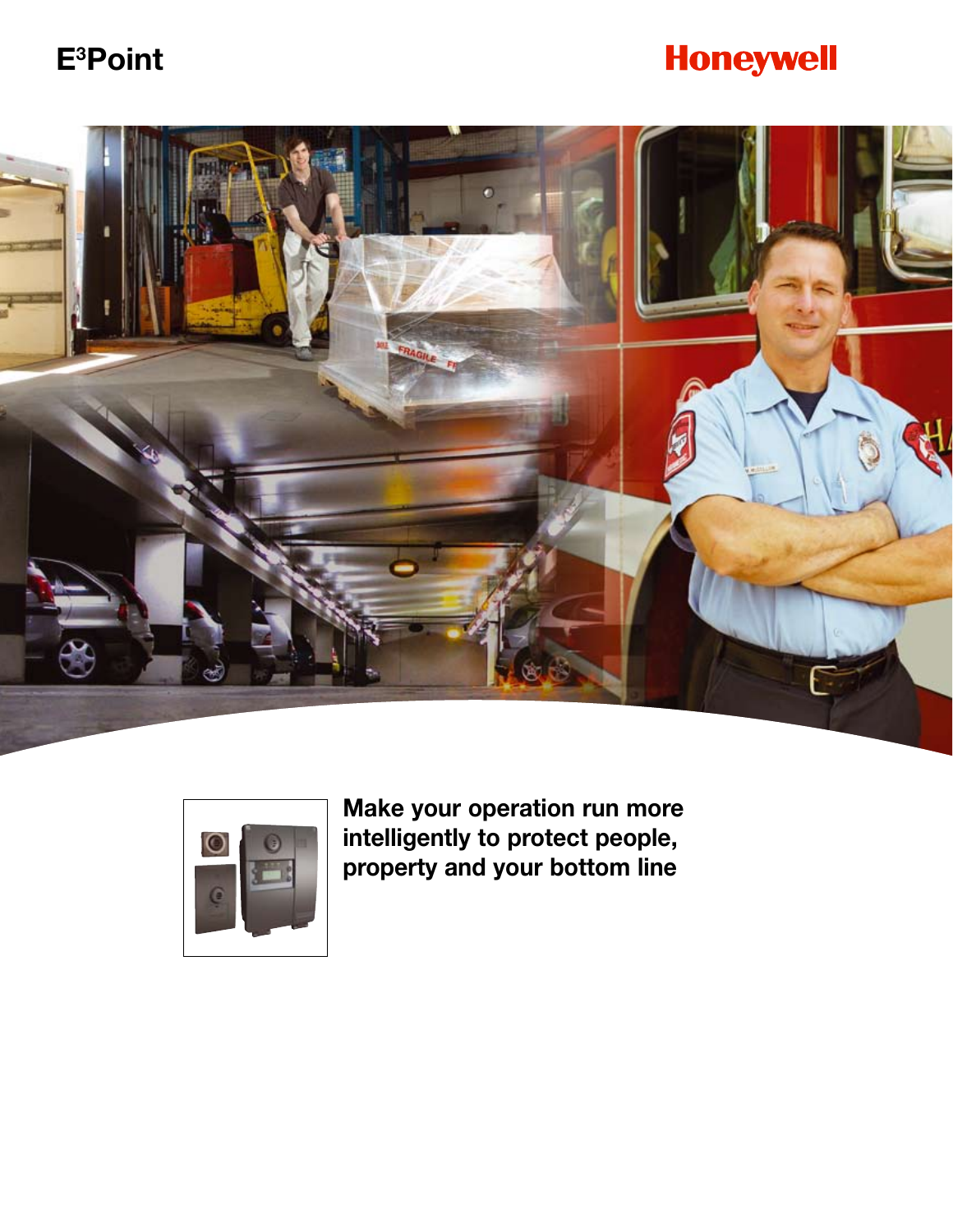# E³Point

Honeywell

**Make your operation run more intelligently to protect people, property and your bottom line**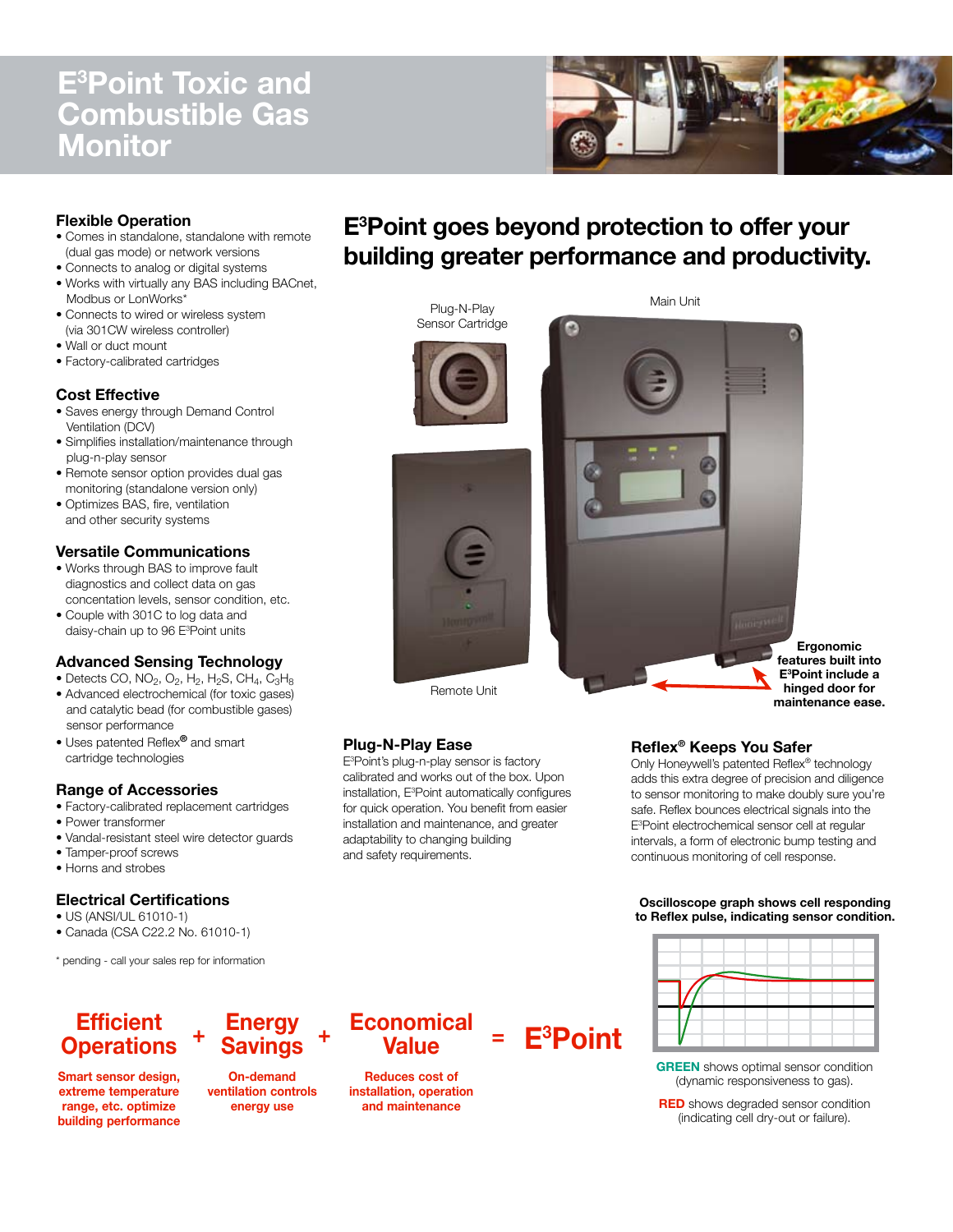# E$^3$Point Toxic and Combustible Gas Monitor

## Flexible Operation

- Comes in standalone, standalone with remote (dual gas mode) or network versions
- Connects to analog or digital systems
- Works with virtually any BAS including BACnet, Modbus or LonWorks*
- Connects to wired or wireless system (via 301CW wireless controller)
- Wall or duct mount
- Factory-calibrated cartridges

## Cost Effective

- Saves energy through Demand Control Ventilation (DCV)
- Simplifies installation/maintenance through plug-n-play sensor
- Remote sensor option provides dual gas monitoring (standalone version only)
- Optimizes BAS, fire, ventilation and other security systems

## Versatile Communications

- Works through BAS to improve fault diagnostics and collect data on gas concentration levels, sensor condition, etc.
- Couple with 301C to log data and daisy-chain up to 96 E$^3$Point units

## Advanced Sensing Technology

- Detects CO, $NO_2$, $O_2$, $H_2$, $H_2S$, $CH_4$, $C_3H_8$
- Advanced electrochemical (for toxic gases) and catalytic bead (for combustible gases) sensor performance
- Uses patented Reflex® and smart cartridge technologies

## Range of Accessories

- Factory-calibrated replacement cartridges
- Power transformer
- Vandal-resistant steel wire detector guards
- Tamper-proof screws
- Horns and strobes

## Electrical Certifications

- US (ANSI/UL 61010-1)
- Canada (CSA C22.2 No. 61010-1)

\* pending - call your sales rep for information

## E$^3$Point goes beyond protection to offer your building greater performance and productivity.

Plug-N-Play Sensor Cartridge

Main Unit

Remote Unit

**Ergonomic features built into E$^3$Point include a hinged door for maintenance ease.**

### Plug-N-Play Ease

E$^3$Point's plug-n-play sensor is factory calibrated and works out of the box. Upon installation, E$^3$Point automatically configures for quick operation. You benefit from easier installation and maintenance, and greater adaptability to changing building and safety requirements.

### Reflex® Keeps You Safer

Only Honeywell's patented Reflex® technology adds this extra degree of precision and diligence to sensor monitoring to make doubly sure you're safe. Reflex bounces electrical signals into the E$^3$Point electrochemical sensor cell at regular intervals, a form of electronic bump testing and continuous monitoring of cell response.

**Oscilloscope graph shows cell responding to Reflex pulse, indicating sensor condition.**

**GREEN** shows optimal sensor condition (dynamic responsiveness to gas).

**RED** shows degraded sensor condition (indicating cell dry-out or failure).

**Efficient Operations** + **Energy Savings** + **Economical Value** = **E$^3$Point**

**Efficient Operations:** Smart sensor design, extreme temperature range, etc. optimize building performance

**Energy Savings:** On-demand ventilation controls energy use

**Economical Value:** Reduces cost of installation, operation and maintenance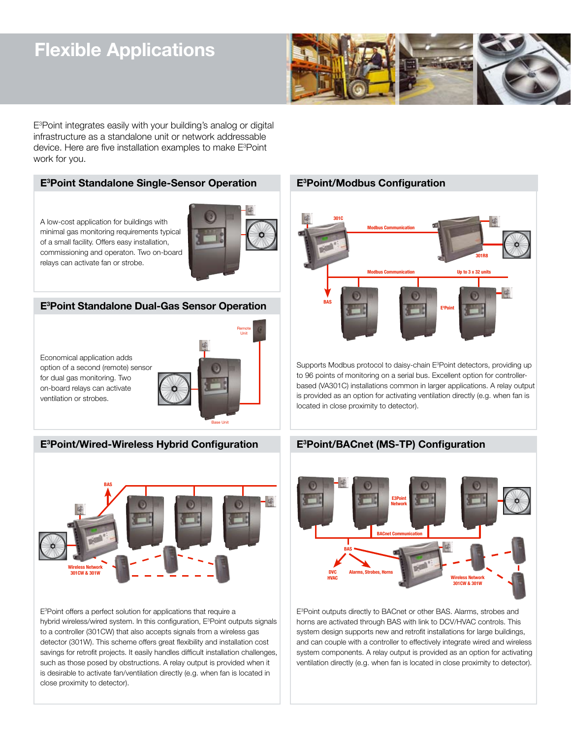# Flexible Applications

E³Point integrates easily with your building's analog or digital infrastructure as a standalone unit or network addressable device. Here are five installation examples to make E³Point work for you.

## E³Point Standalone Single-Sensor Operation

A low-cost application for buildings with minimal gas monitoring requirements typical of a small facility. Offers easy installation, commissioning and operaton. Two on-board relays can activate fan or strobe.

## E³Point Standalone Dual-Gas Sensor Operation

Remote Unit

Base Unit

Economical application adds option of a second (remote) sensor for dual gas monitoring. Two on-board relays can activate ventilation or strobes.

## E³Point/Wired-Wireless Hybrid Configuration

BAS

Wireless Network 301CW & 301W

E³Point offers a perfect solution for applications that require a hybrid wireless/wired system. In this configuration, E³Point outputs signals to a controller (301CW) that also accepts signals from a wireless gas detector (301W). This scheme offers great flexibility and installation cost savings for retrofit projects. It easily handles difficult installation challenges, such as those posed by obstructions. A relay output is provided when it is desirable to activate fan/ventilation directly (e.g. when fan is located in close proximity to detector).

## E³Point/Modbus Configuration

301C

Modbus Communication

301R8

Modbus Communication

Up to 3 x 32 units

BAS

E³Point

Supports Modbus protocol to daisy-chain E³Point detectors, providing up to 96 points of monitoring on a serial bus. Excellent option for controller-based (VA301C) installations common in larger applications. A relay output is provided as an option for activating ventilation directly (e.g. when fan is located in close proximity to detector).

## E³Point/BACnet (MS-TP) Configuration

E3Point Network

BACnet Communication

BAS

DVC HVAC

Alarms, Strobes, Horns

Wireless Network 301CW & 301W

E³Point outputs directly to BACnet or other BAS. Alarms, strobes and horns are activated through BAS with link to DCV/HVAC controls. This system design supports new and retrofit installations for large buildings, and can couple with a controller to effectively integrate wired and wireless system components. A relay output is provided as an option for activating ventilation directly (e.g. when fan is located in close proximity to detector).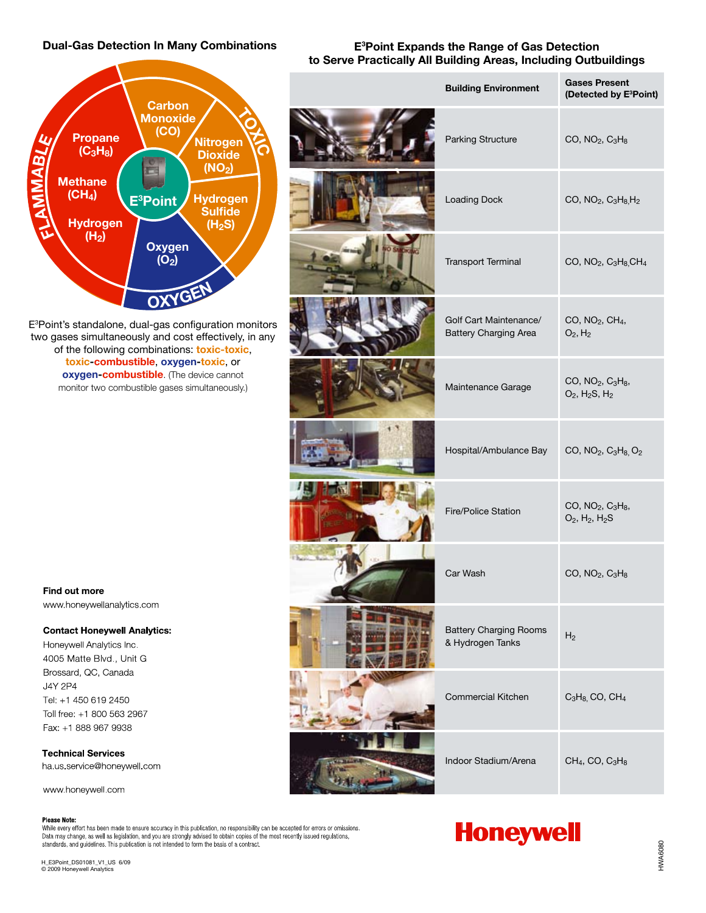## Dual-Gas Detection In Many Combinations

FLAMMABLE

Propane ($C_3H_8$)

Methane ($CH_4$)

Hydrogen ($H_2$)

Carbon Monoxide (CO)

TOXIC

Nitrogen Dioxide ($NO_2$)

Hydrogen Sulfide ($H_2S$)

Oxygen ($O_2$)

OXYGEN

E[3]Point

E[3]Point's standalone, dual-gas configuration monitors two gases simultaneously and cost effectively, in any of the following combinations: **toxic-toxic**, **toxic-combustible**, **oxygen-toxic**, or **oxygen-combustible**. (The device cannot monitor two combustible gases simultaneously.)

## E[3]Point Expands the Range of Gas Detection to Serve Practically All Building Areas, Including Outbuildings

| Building Environment | Gases Present (Detected by E[3]Point) |
|---|---|
| Parking Structure | CO, $NO_2$, $C_3H_8$ |
| Loading Dock | CO, $NO_2$, $C_3H_8$,$H_2$ |
| Transport Terminal | CO, $NO_2$, $C_3H_8$,$CH_4$ |
| Golf Cart Maintenance/ Battery Charging Area | CO, $NO_2$, $CH_4$, $O_2$, $H_2$ |
| Maintenance Garage | CO, $NO_2$, $C_3H_8$, $O_2$, $H_2S$, $H_2$ |
| Hospital/Ambulance Bay | CO, $NO_2$, $C_3H_8$, $O_2$ |
| Fire/Police Station | CO, $NO_2$, $C_3H_8$, $O_2$, $H_2$, $H_2S$ |
| Car Wash | CO, $NO_2$, $C_3H_8$ |
| Battery Charging Rooms & Hydrogen Tanks | $H_2$ |
| Commercial Kitchen | $C_3H_8$, CO, $CH_4$ |
| Indoor Stadium/Arena | $CH_4$, CO, $C_3H_8$ |

**Find out more**

www.honeywellanalytics.com

**Contact Honeywell Analytics:**

Honeywell Analytics Inc.
4005 Matte Blvd., Unit G
Brossard, QC, Canada
J4Y 2P4
Tel: +1 450 619 2450
Toll free: +1 800 563 2967
Fax: +1 888 967 9938

**Technical Services**

ha.us.service@honeywell.com

www.honeywell.com

**Please Note:**
While every effort has been made to ensure accuracy in this publication, no responsibility can be accepted for errors or omissions. Data may change, as well as legislation, and you are strongly advised to obtain copies of the most recently issued regulations, standards, and guidelines. This publication is not intended to form the basis of a contract.

H_E3Point_DS01081_V1_US 6/09
© 2009 Honeywell Analytics

Honeywell

HWA6080